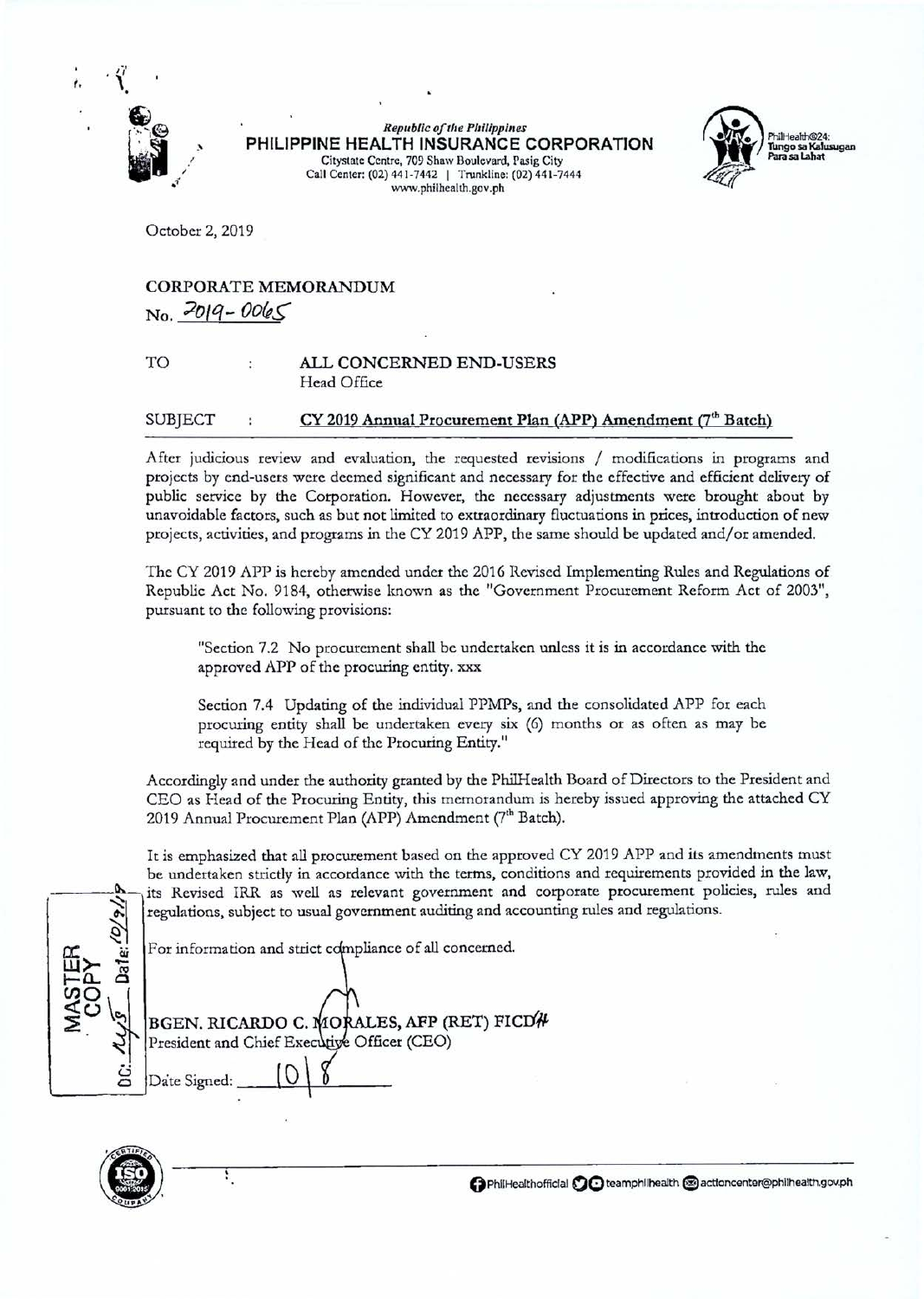*Republic of the Philippines*
**PHILIPPINE HEALTH INSURANCE CORPORATION**
Citystate Centre, 709 Shaw Boulevard, Pasig City
Call Center: (02) 441-7442 | Trunkline: (02) 441-7444
www.philhealth.gov.ph

PhilHealth@24: Tungo sa Kalusugan Para sa Lahat

October 2, 2019

**CORPORATE MEMORANDUM**
No. 2019-0065

TO : **ALL CONCERNED END-USERS**
Head Office

SUBJECT : **CY 2019 Annual Procurement Plan (APP) Amendment (7th Batch)**

After judicious review and evaluation, the requested revisions / modifications in programs and projects by end-users were deemed significant and necessary for the effective and efficient delivery of public service by the Corporation. However, the necessary adjustments were brought about by unavoidable factors, such as but not limited to extraordinary fluctuations in prices, introduction of new projects, activities, and programs in the CY 2019 APP, the same should be updated and/or amended.

The CY 2019 APP is hereby amended under the 2016 Revised Implementing Rules and Regulations of Republic Act No. 9184, otherwise known as the "Government Procurement Reform Act of 2003", pursuant to the following provisions:

> "Section 7.2 No procurement shall be undertaken unless it is in accordance with the approved APP of the procuring entity. xxx
>
> Section 7.4 Updating of the individual PPMPs, and the consolidated APP for each procuring entity shall be undertaken every six (6) months or as often as may be required by the Head of the Procuring Entity."

Accordingly and under the authority granted by the PhilHealth Board of Directors to the President and CEO as Head of the Procuring Entity, this memorandum is hereby issued approving the attached CY 2019 Annual Procurement Plan (APP) Amendment (7th Batch).

It is emphasized that all procurement based on the approved CY 2019 APP and its amendments must be undertaken strictly in accordance with the terms, conditions and requirements provided in the law, its Revised IRR as well as relevant government and corporate procurement policies, rules and regulations, subject to usual government auditing and accounting rules and regulations.

For information and strict compliance of all concerned.

**BGEN. RICARDO C. MORALES, AFP (RET) FICD**
President and Chief Executive Officer (CEO)

Date Signed: 10/8

MASTER COPY
DC: Date: 10/9/19

PhilHealthofficial teamphilhealth actioncenter@philhealth.gov.ph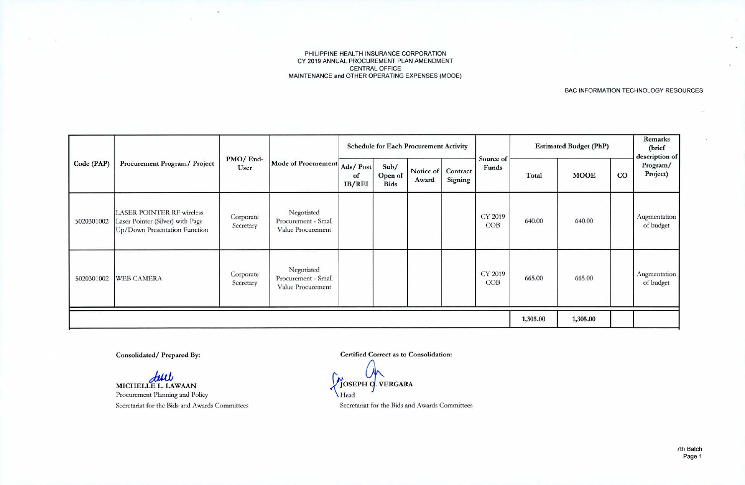PHILIPPINE HEALTH INSURANCE CORPORATION
CY 2019 ANNUAL PROCUREMENT PLAN AMENDMENT
CENTRAL OFFICE
MAINTENANCE and OTHER OPERATING EXPENSES (MOOE)

BAC INFORMATION TECHNOLOGY RESOURCES

| Code (PAP) | Procurement Program/ Project | PMO/ End-User | Mode of Procurement | Schedule for Each Procurement Activity | | | | Source of Funds | Estimated Budget (PhP) | | | Remarks (brief description of Program/ Project) |
|---|---|---|---|---|---|---|---|---|---|---|---|---|
| | | | | Ads/ Post of IB/REI | Sub/ Open of Bids | Notice of Award | Contract Signing | | Total | MOOE | CO | |
| 5020301002 | LASER POINTER RF wireless Laser Pointer (Silver) with Page Up/Down Presentation Function | Corporate Secretary | Negotiated Procurement - Small Value Procurement | | | | | CY 2019 COB | 640.00 | 640.00 | | Augmentation of budget |
| 5020301002 | WEB CAMERA | Corporate Secretary | Negotiated Procurement - Small Value Procurement | | | | | CY 2019 COB | 665.00 | 665.00 | | Augmentation of budget |
| | | | | | | | | | **1,305.00** | **1,305.00** | | |

**Consolidated/ Prepared By:**

**MICHELLE L. LAWAAN**
Procurement Planning and Policy
Secretariat for the Bids and Awards Committees

**Certified Correct as to Consolidation:**

**JOSEPH O. VERGARA**
Head
Secretariat for the Bids and Awards Committees

7th Batch